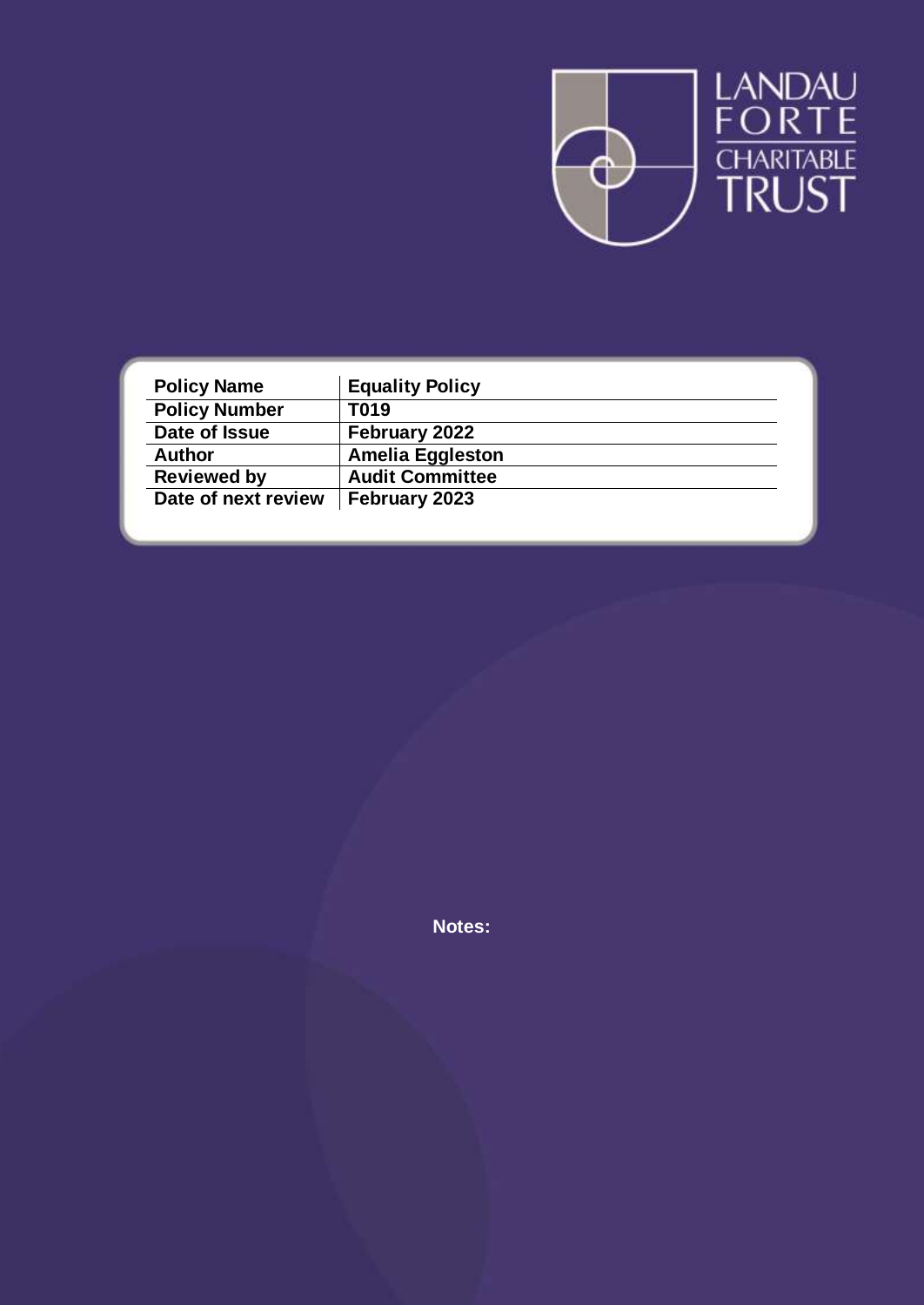LANDAU FORTE CHARITABLE TRUST

| Policy Name | Equality Policy |
|---|---|
| Policy Number | T019 |
| Date of Issue | February 2022 |
| Author | Amelia Eggleston |
| Reviewed by | Audit Committee |
| Date of next review | February 2023 |

**Notes:**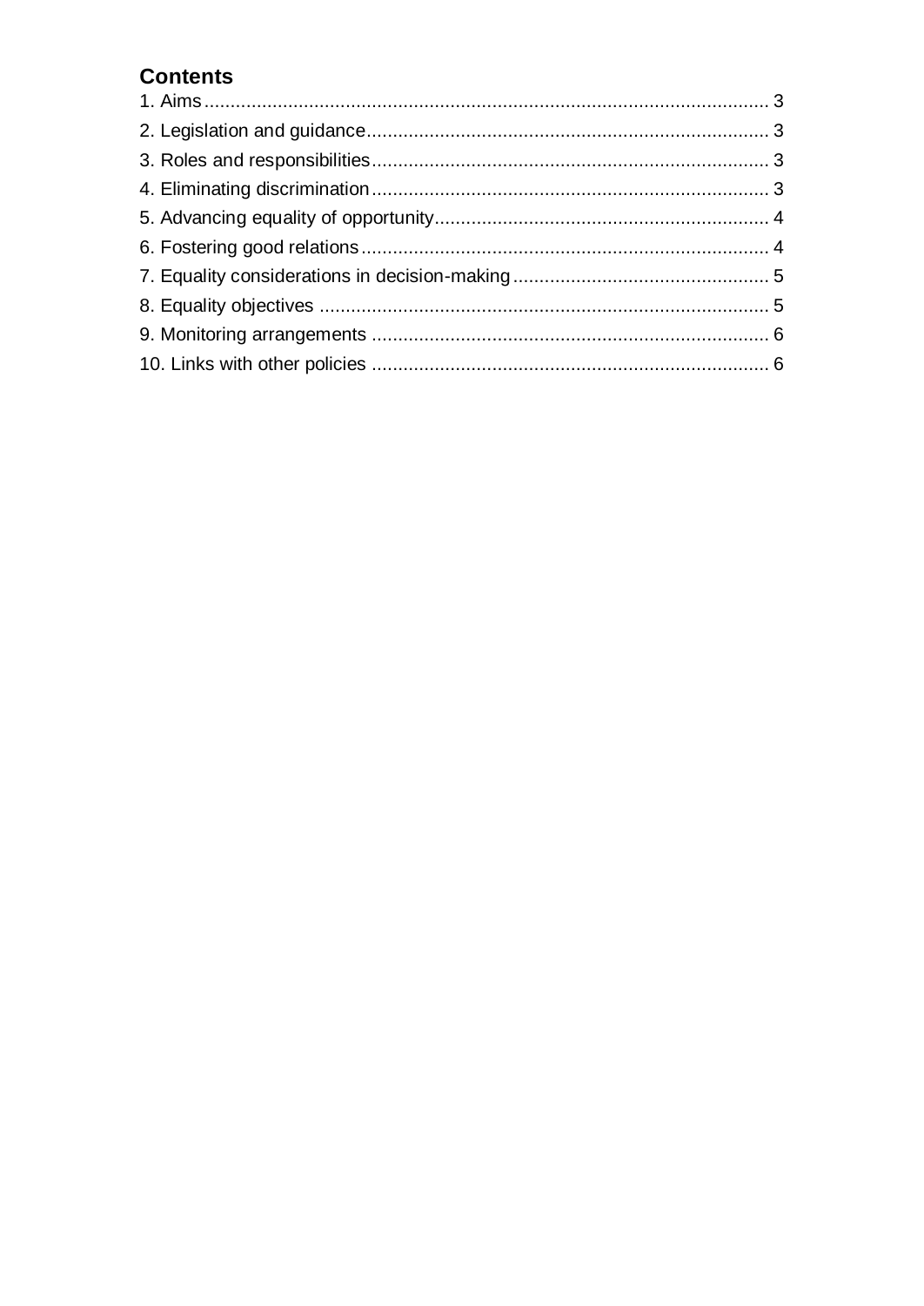## Contents

1. Aims ........................................................................................................... 3
2. Legislation and guidance ............................................................................ 3
3. Roles and responsibilities ........................................................................... 3
4. Eliminating discrimination ........................................................................... 3
5. Advancing equality of opportunity ............................................................... 4
6. Fostering good relations ............................................................................. 4
7. Equality considerations in decision-making ................................................ 5
8. Equality objectives ..................................................................................... 5
9. Monitoring arrangements ........................................................................... 6
10. Links with other policies ........................................................................... 6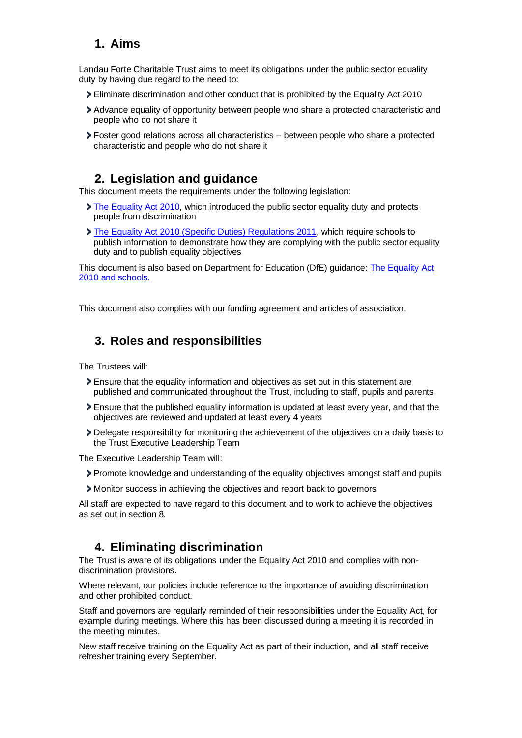## 1. Aims

Landau Forte Charitable Trust aims to meet its obligations under the public sector equality duty by having due regard to the need to:

- Eliminate discrimination and other conduct that is prohibited by the Equality Act 2010
- Advance equality of opportunity between people who share a protected characteristic and people who do not share it
- Foster good relations across all characteristics – between people who share a protected characteristic and people who do not share it

## 2. Legislation and guidance

This document meets the requirements under the following legislation:

- The Equality Act 2010, which introduced the public sector equality duty and protects people from discrimination
- The Equality Act 2010 (Specific Duties) Regulations 2011, which require schools to publish information to demonstrate how they are complying with the public sector equality duty and to publish equality objectives

This document is also based on Department for Education (DfE) guidance: The Equality Act 2010 and schools.

This document also complies with our funding agreement and articles of association.

## 3. Roles and responsibilities

The Trustees will:

- Ensure that the equality information and objectives as set out in this statement are published and communicated throughout the Trust, including to staff, pupils and parents
- Ensure that the published equality information is updated at least every year, and that the objectives are reviewed and updated at least every 4 years
- Delegate responsibility for monitoring the achievement of the objectives on a daily basis to the Trust Executive Leadership Team

The Executive Leadership Team will:

- Promote knowledge and understanding of the equality objectives amongst staff and pupils
- Monitor success in achieving the objectives and report back to governors

All staff are expected to have regard to this document and to work to achieve the objectives as set out in section 8.

## 4. Eliminating discrimination

The Trust is aware of its obligations under the Equality Act 2010 and complies with non-discrimination provisions.

Where relevant, our policies include reference to the importance of avoiding discrimination and other prohibited conduct.

Staff and governors are regularly reminded of their responsibilities under the Equality Act, for example during meetings. Where this has been discussed during a meeting it is recorded in the meeting minutes.

New staff receive training on the Equality Act as part of their induction, and all staff receive refresher training every September.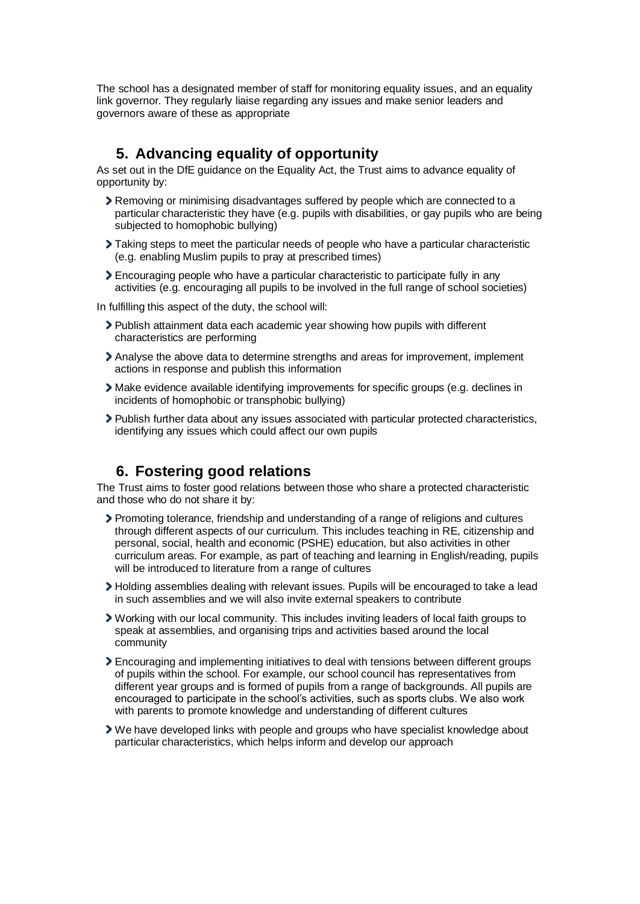The school has a designated member of staff for monitoring equality issues, and an equality link governor. They regularly liaise regarding any issues and make senior leaders and governors aware of these as appropriate

## 5. Advancing equality of opportunity

As set out in the DfE guidance on the Equality Act, the Trust aims to advance equality of opportunity by:

- Removing or minimising disadvantages suffered by people which are connected to a particular characteristic they have (e.g. pupils with disabilities, or gay pupils who are being subjected to homophobic bullying)
- Taking steps to meet the particular needs of people who have a particular characteristic (e.g. enabling Muslim pupils to pray at prescribed times)
- Encouraging people who have a particular characteristic to participate fully in any activities (e.g. encouraging all pupils to be involved in the full range of school societies)

In fulfilling this aspect of the duty, the school will:

- Publish attainment data each academic year showing how pupils with different characteristics are performing
- Analyse the above data to determine strengths and areas for improvement, implement actions in response and publish this information
- Make evidence available identifying improvements for specific groups (e.g. declines in incidents of homophobic or transphobic bullying)
- Publish further data about any issues associated with particular protected characteristics, identifying any issues which could affect our own pupils

## 6. Fostering good relations

The Trust aims to foster good relations between those who share a protected characteristic and those who do not share it by:

- Promoting tolerance, friendship and understanding of a range of religions and cultures through different aspects of our curriculum. This includes teaching in RE, citizenship and personal, social, health and economic (PSHE) education, but also activities in other curriculum areas. For example, as part of teaching and learning in English/reading, pupils will be introduced to literature from a range of cultures
- Holding assemblies dealing with relevant issues. Pupils will be encouraged to take a lead in such assemblies and we will also invite external speakers to contribute
- Working with our local community. This includes inviting leaders of local faith groups to speak at assemblies, and organising trips and activities based around the local community
- Encouraging and implementing initiatives to deal with tensions between different groups of pupils within the school. For example, our school council has representatives from different year groups and is formed of pupils from a range of backgrounds. All pupils are encouraged to participate in the school's activities, such as sports clubs. We also work with parents to promote knowledge and understanding of different cultures
- We have developed links with people and groups who have specialist knowledge about particular characteristics, which helps inform and develop our approach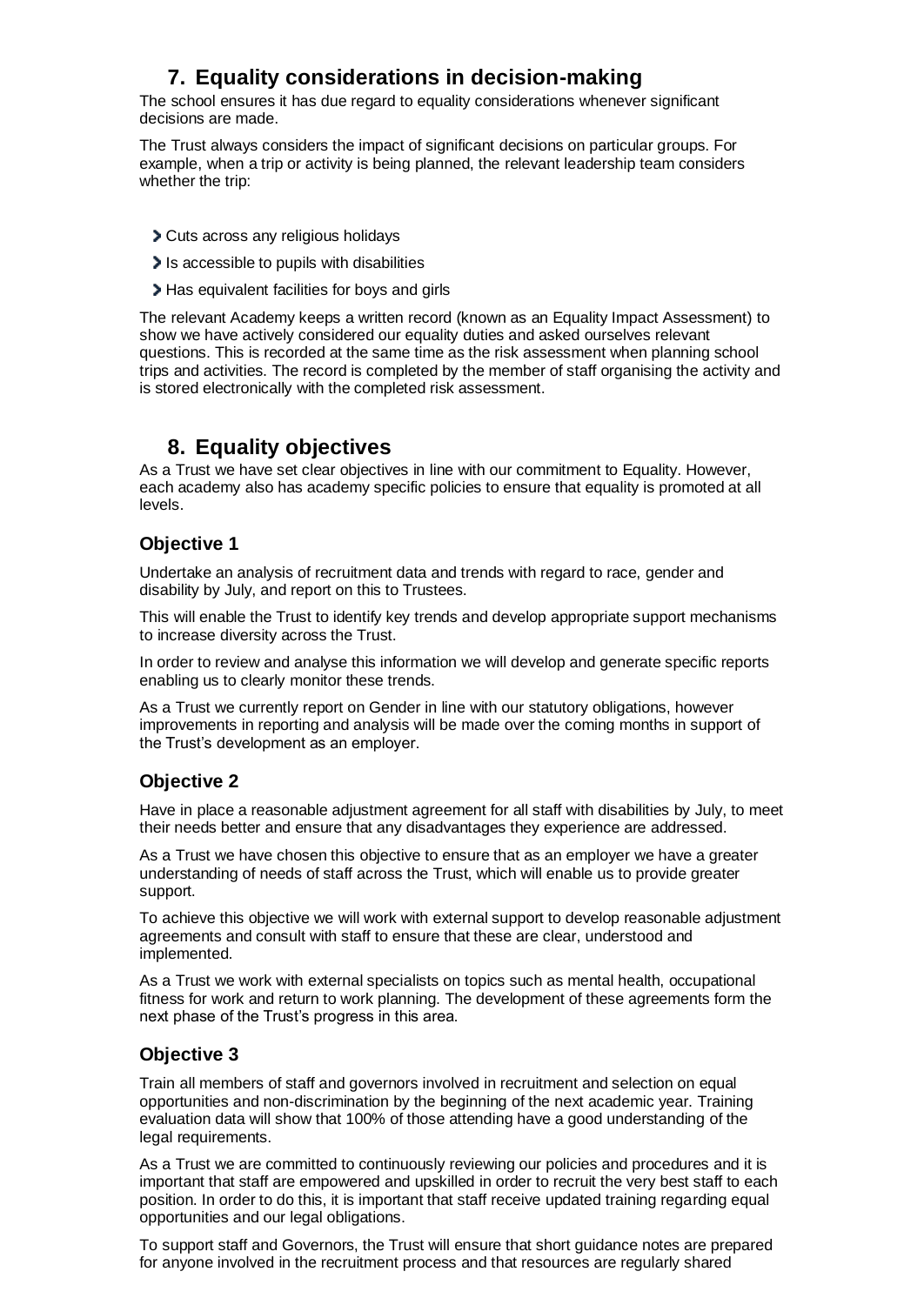## 7. Equality considerations in decision-making

The school ensures it has due regard to equality considerations whenever significant decisions are made.

The Trust always considers the impact of significant decisions on particular groups. For example, when a trip or activity is being planned, the relevant leadership team considers whether the trip:

- Cuts across any religious holidays
- Is accessible to pupils with disabilities
- Has equivalent facilities for boys and girls

The relevant Academy keeps a written record (known as an Equality Impact Assessment) to show we have actively considered our equality duties and asked ourselves relevant questions. This is recorded at the same time as the risk assessment when planning school trips and activities. The record is completed by the member of staff organising the activity and is stored electronically with the completed risk assessment.

## 8. Equality objectives

As a Trust we have set clear objectives in line with our commitment to Equality. However, each academy also has academy specific policies to ensure that equality is promoted at all levels.

### Objective 1

Undertake an analysis of recruitment data and trends with regard to race, gender and disability by July, and report on this to Trustees.

This will enable the Trust to identify key trends and develop appropriate support mechanisms to increase diversity across the Trust.

In order to review and analyse this information we will develop and generate specific reports enabling us to clearly monitor these trends.

As a Trust we currently report on Gender in line with our statutory obligations, however improvements in reporting and analysis will be made over the coming months in support of the Trust's development as an employer.

### Objective 2

Have in place a reasonable adjustment agreement for all staff with disabilities by July, to meet their needs better and ensure that any disadvantages they experience are addressed.

As a Trust we have chosen this objective to ensure that as an employer we have a greater understanding of needs of staff across the Trust, which will enable us to provide greater support.

To achieve this objective we will work with external support to develop reasonable adjustment agreements and consult with staff to ensure that these are clear, understood and implemented.

As a Trust we work with external specialists on topics such as mental health, occupational fitness for work and return to work planning. The development of these agreements form the next phase of the Trust's progress in this area.

### Objective 3

Train all members of staff and governors involved in recruitment and selection on equal opportunities and non-discrimination by the beginning of the next academic year. Training evaluation data will show that 100% of those attending have a good understanding of the legal requirements.

As a Trust we are committed to continuously reviewing our policies and procedures and it is important that staff are empowered and upskilled in order to recruit the very best staff to each position. In order to do this, it is important that staff receive updated training regarding equal opportunities and our legal obligations.

To support staff and Governors, the Trust will ensure that short guidance notes are prepared for anyone involved in the recruitment process and that resources are regularly shared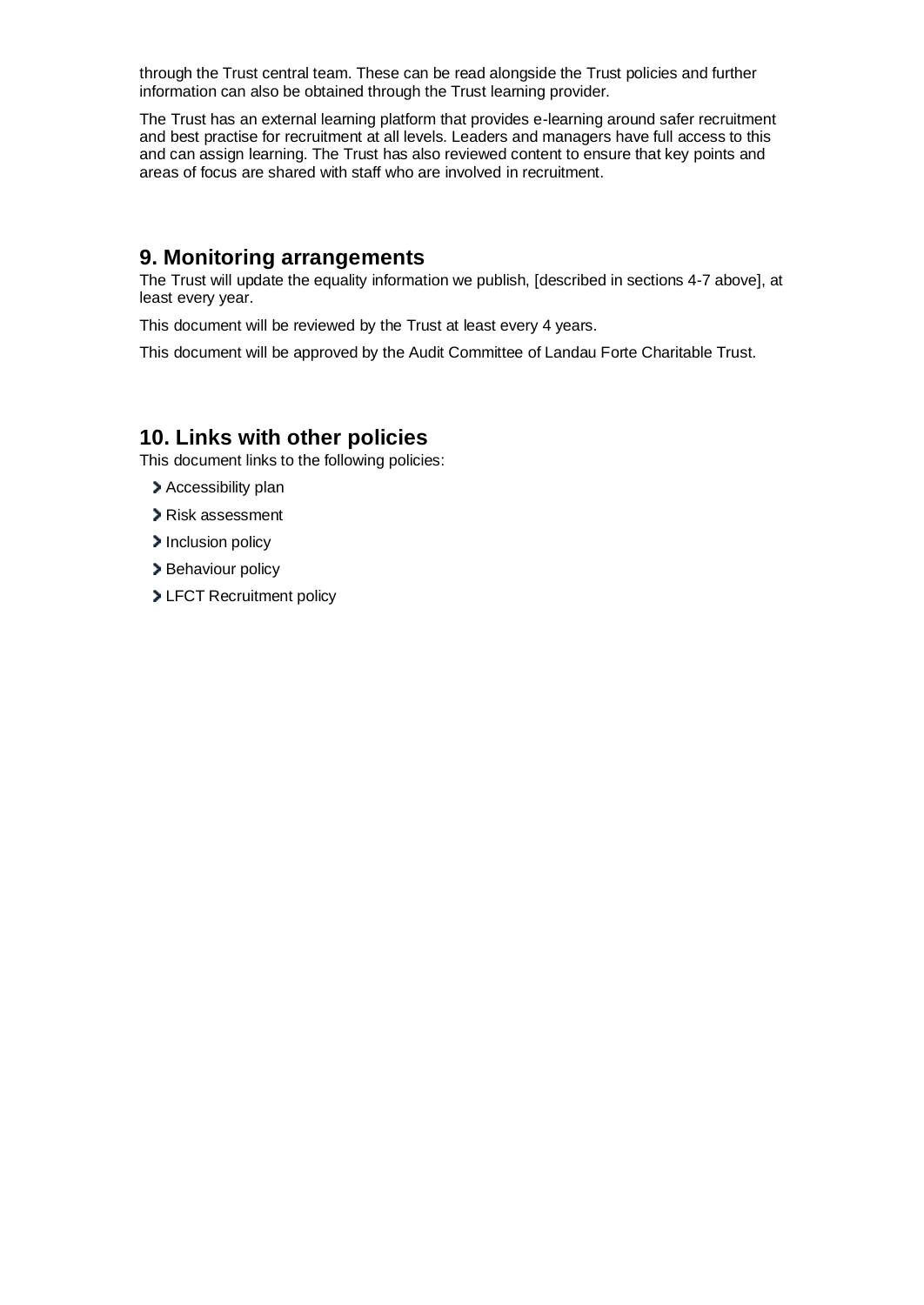through the Trust central team. These can be read alongside the Trust policies and further information can also be obtained through the Trust learning provider.

The Trust has an external learning platform that provides e-learning around safer recruitment and best practise for recruitment at all levels. Leaders and managers have full access to this and can assign learning. The Trust has also reviewed content to ensure that key points and areas of focus are shared with staff who are involved in recruitment.

## 9. Monitoring arrangements

The Trust will update the equality information we publish, [described in sections 4-7 above], at least every year.

This document will be reviewed by the Trust at least every 4 years.

This document will be approved by the Audit Committee of Landau Forte Charitable Trust.

## 10. Links with other policies

This document links to the following policies:

- Accessibility plan
- Risk assessment
- Inclusion policy
- Behaviour policy
- LFCT Recruitment policy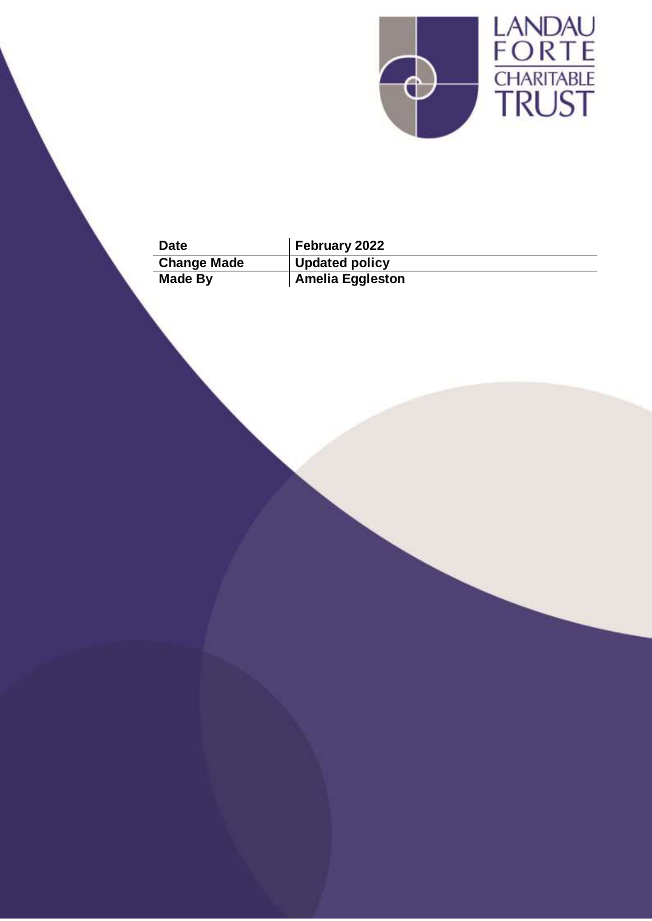LANDAU FORTE CHARITABLE TRUST

| | |
|---|---|
| **Date** | **February 2022** |
| **Change Made** | **Updated policy** |
| **Made By** | **Amelia Eggleston** |